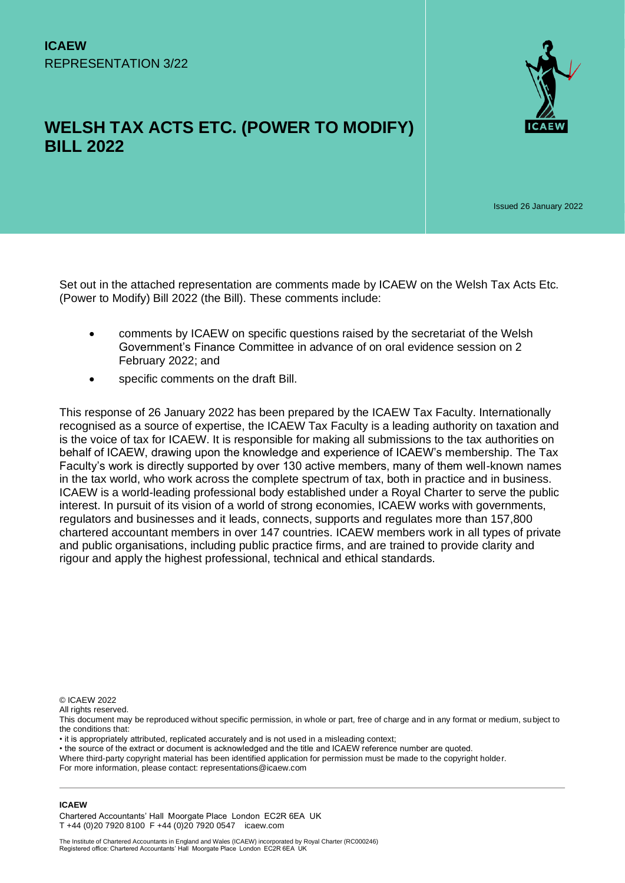**ICAEW**
REPRESENTATION 3/22

# WELSH TAX ACTS ETC. (POWER TO MODIFY) BILL 2022

Issued 26 January 2022

Set out in the attached representation are comments made by ICAEW on the Welsh Tax Acts Etc. (Power to Modify) Bill 2022 (the Bill). These comments include:

- comments by ICAEW on specific questions raised by the secretariat of the Welsh Government's Finance Committee in advance of on oral evidence session on 2 February 2022; and
- specific comments on the draft Bill.

This response of 26 January 2022 has been prepared by the ICAEW Tax Faculty. Internationally recognised as a source of expertise, the ICAEW Tax Faculty is a leading authority on taxation and is the voice of tax for ICAEW. It is responsible for making all submissions to the tax authorities on behalf of ICAEW, drawing upon the knowledge and experience of ICAEW's membership. The Tax Faculty's work is directly supported by over 130 active members, many of them well-known names in the tax world, who work across the complete spectrum of tax, both in practice and in business. ICAEW is a world-leading professional body established under a Royal Charter to serve the public interest. In pursuit of its vision of a world of strong economies, ICAEW works with governments, regulators and businesses and it leads, connects, supports and regulates more than 157,800 chartered accountant members in over 147 countries. ICAEW members work in all types of private and public organisations, including public practice firms, and are trained to provide clarity and rigour and apply the highest professional, technical and ethical standards.

© ICAEW 2022
All rights reserved.
This document may be reproduced without specific permission, in whole or part, free of charge and in any format or medium, subject to the conditions that:
• it is appropriately attributed, replicated accurately and is not used in a misleading context;
• the source of the extract or document is acknowledged and the title and ICAEW reference number are quoted.
Where third-party copyright material has been identified application for permission must be made to the copyright holder.
For more information, please contact: representations@icaew.com

**ICAEW**
Chartered Accountants' Hall Moorgate Place London EC2R 6EA UK
T +44 (0)20 7920 8100 F +44 (0)20 7920 0547 icaew.com

The Institute of Chartered Accountants in England and Wales (ICAEW) incorporated by Royal Charter (RC000246)
Registered office: Chartered Accountants' Hall Moorgate Place London EC2R 6EA UK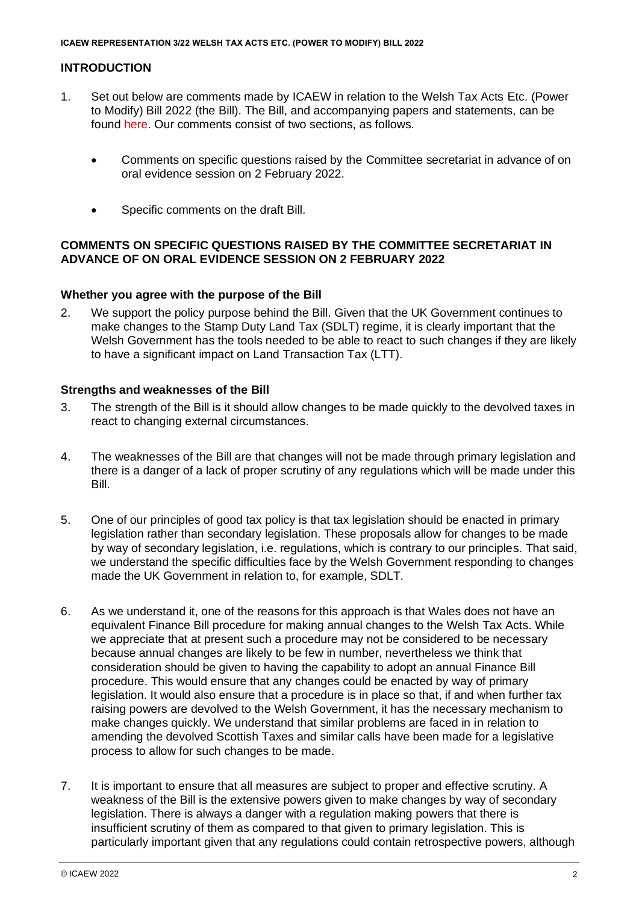## INTRODUCTION

1. Set out below are comments made by ICAEW in relation to the Welsh Tax Acts Etc. (Power to Modify) Bill 2022 (the Bill). The Bill, and accompanying papers and statements, can be found here. Our comments consist of two sections, as follows.

   - Comments on specific questions raised by the Committee secretariat in advance of on oral evidence session on 2 February 2022.

   - Specific comments on the draft Bill.

## COMMENTS ON SPECIFIC QUESTIONS RAISED BY THE COMMITTEE SECRETARIAT IN ADVANCE OF ON ORAL EVIDENCE SESSION ON 2 FEBRUARY 2022

### Whether you agree with the purpose of the Bill

2. We support the policy purpose behind the Bill. Given that the UK Government continues to make changes to the Stamp Duty Land Tax (SDLT) regime, it is clearly important that the Welsh Government has the tools needed to be able to react to such changes if they are likely to have a significant impact on Land Transaction Tax (LTT).

### Strengths and weaknesses of the Bill

3. The strength of the Bill is it should allow changes to be made quickly to the devolved taxes in react to changing external circumstances.

4. The weaknesses of the Bill are that changes will not be made through primary legislation and there is a danger of a lack of proper scrutiny of any regulations which will be made under this Bill.

5. One of our principles of good tax policy is that tax legislation should be enacted in primary legislation rather than secondary legislation. These proposals allow for changes to be made by way of secondary legislation, i.e. regulations, which is contrary to our principles. That said, we understand the specific difficulties face by the Welsh Government responding to changes made the UK Government in relation to, for example, SDLT.

6. As we understand it, one of the reasons for this approach is that Wales does not have an equivalent Finance Bill procedure for making annual changes to the Welsh Tax Acts. While we appreciate that at present such a procedure may not be considered to be necessary because annual changes are likely to be few in number, nevertheless we think that consideration should be given to having the capability to adopt an annual Finance Bill procedure. This would ensure that any changes could be enacted by way of primary legislation. It would also ensure that a procedure is in place so that, if and when further tax raising powers are devolved to the Welsh Government, it has the necessary mechanism to make changes quickly. We understand that similar problems are faced in in relation to amending the devolved Scottish Taxes and similar calls have been made for a legislative process to allow for such changes to be made.

7. It is important to ensure that all measures are subject to proper and effective scrutiny. A weakness of the Bill is the extensive powers given to make changes by way of secondary legislation. There is always a danger with a regulation making powers that there is insufficient scrutiny of them as compared to that given to primary legislation. This is particularly important given that any regulations could contain retrospective powers, although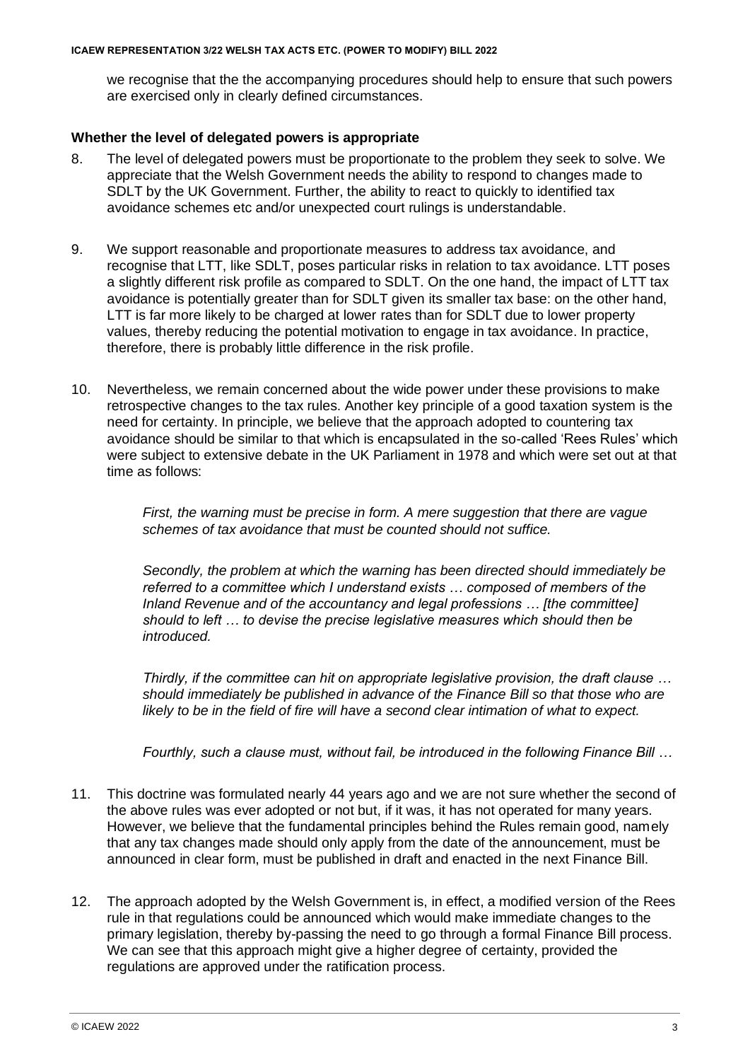we recognise that the the accompanying procedures should help to ensure that such powers are exercised only in clearly defined circumstances.

### Whether the level of delegated powers is appropriate

8. The level of delegated powers must be proportionate to the problem they seek to solve. We appreciate that the Welsh Government needs the ability to respond to changes made to SDLT by the UK Government. Further, the ability to react to quickly to identified tax avoidance schemes etc and/or unexpected court rulings is understandable.

9. We support reasonable and proportionate measures to address tax avoidance, and recognise that LTT, like SDLT, poses particular risks in relation to tax avoidance. LTT poses a slightly different risk profile as compared to SDLT. On the one hand, the impact of LTT tax avoidance is potentially greater than for SDLT given its smaller tax base: on the other hand, LTT is far more likely to be charged at lower rates than for SDLT due to lower property values, thereby reducing the potential motivation to engage in tax avoidance. In practice, therefore, there is probably little difference in the risk profile.

10. Nevertheless, we remain concerned about the wide power under these provisions to make retrospective changes to the tax rules. Another key principle of a good taxation system is the need for certainty. In principle, we believe that the approach adopted to countering tax avoidance should be similar to that which is encapsulated in the so-called 'Rees Rules' which were subject to extensive debate in the UK Parliament in 1978 and which were set out at that time as follows:

    *First, the warning must be precise in form. A mere suggestion that there are vague schemes of tax avoidance that must be counted should not suffice.*

    *Secondly, the problem at which the warning has been directed should immediately be referred to a committee which I understand exists … composed of members of the Inland Revenue and of the accountancy and legal professions … [the committee] should to left … to devise the precise legislative measures which should then be introduced.*

    *Thirdly, if the committee can hit on appropriate legislative provision, the draft clause … should immediately be published in advance of the Finance Bill so that those who are likely to be in the field of fire will have a second clear intimation of what to expect.*

    *Fourthly, such a clause must, without fail, be introduced in the following Finance Bill …*

11. This doctrine was formulated nearly 44 years ago and we are not sure whether the second of the above rules was ever adopted or not but, if it was, it has not operated for many years. However, we believe that the fundamental principles behind the Rules remain good, namely that any tax changes made should only apply from the date of the announcement, must be announced in clear form, must be published in draft and enacted in the next Finance Bill.

12. The approach adopted by the Welsh Government is, in effect, a modified version of the Rees rule in that regulations could be announced which would make immediate changes to the primary legislation, thereby by-passing the need to go through a formal Finance Bill process. We can see that this approach might give a higher degree of certainty, provided the regulations are approved under the ratification process.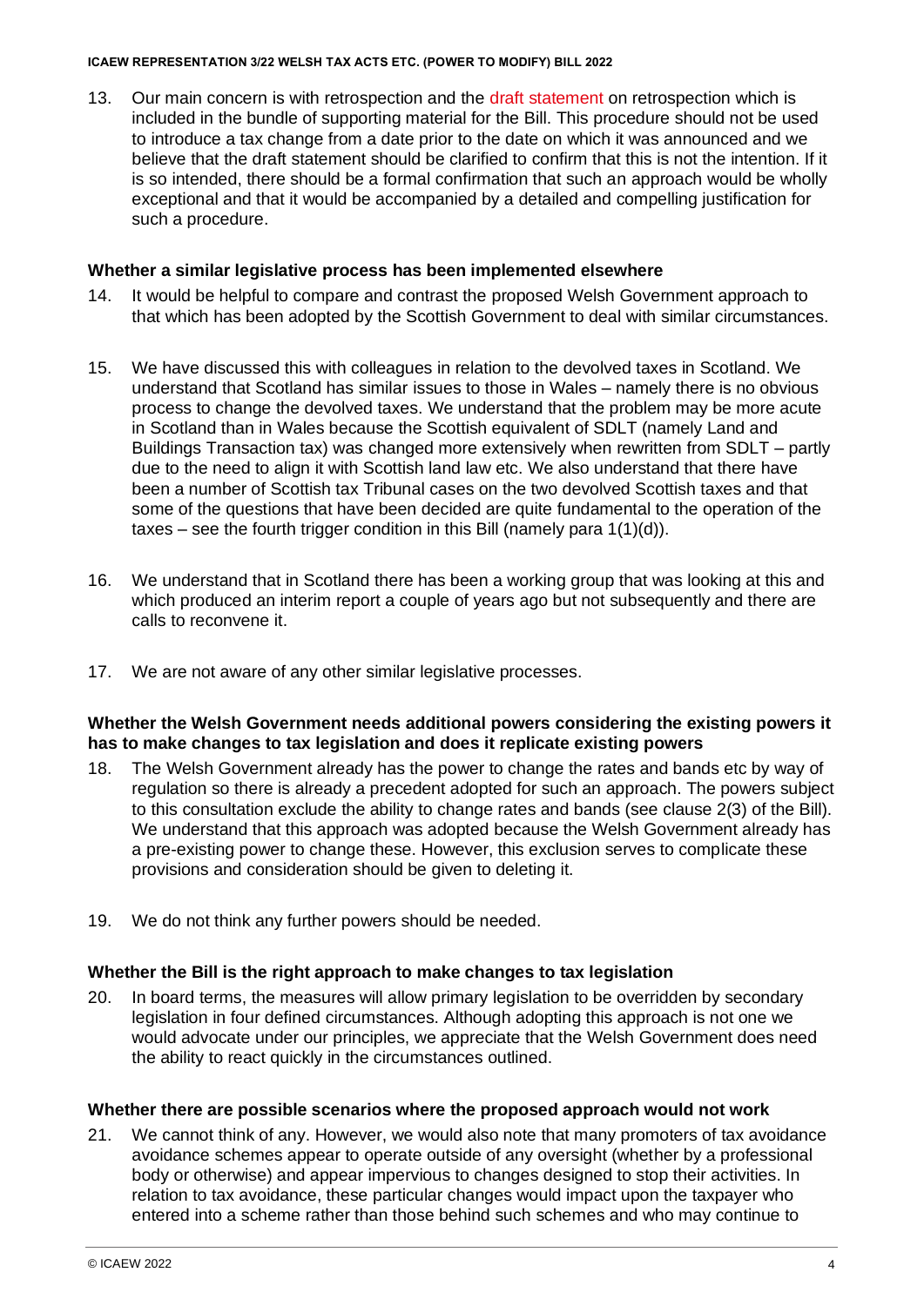13. Our main concern is with retrospection and the draft statement on retrospection which is included in the bundle of supporting material for the Bill. This procedure should not be used to introduce a tax change from a date prior to the date on which it was announced and we believe that the draft statement should be clarified to confirm that this is not the intention. If it is so intended, there should be a formal confirmation that such an approach would be wholly exceptional and that it would be accompanied by a detailed and compelling justification for such a procedure.

### Whether a similar legislative process has been implemented elsewhere

14. It would be helpful to compare and contrast the proposed Welsh Government approach to that which has been adopted by the Scottish Government to deal with similar circumstances.

15. We have discussed this with colleagues in relation to the devolved taxes in Scotland. We understand that Scotland has similar issues to those in Wales – namely there is no obvious process to change the devolved taxes. We understand that the problem may be more acute in Scotland than in Wales because the Scottish equivalent of SDLT (namely Land and Buildings Transaction tax) was changed more extensively when rewritten from SDLT – partly due to the need to align it with Scottish land law etc. We also understand that there have been a number of Scottish tax Tribunal cases on the two devolved Scottish taxes and that some of the questions that have been decided are quite fundamental to the operation of the taxes – see the fourth trigger condition in this Bill (namely para 1(1)(d)).

16. We understand that in Scotland there has been a working group that was looking at this and which produced an interim report a couple of years ago but not subsequently and there are calls to reconvene it.

17. We are not aware of any other similar legislative processes.

### Whether the Welsh Government needs additional powers considering the existing powers it has to make changes to tax legislation and does it replicate existing powers

18. The Welsh Government already has the power to change the rates and bands etc by way of regulation so there is already a precedent adopted for such an approach. The powers subject to this consultation exclude the ability to change rates and bands (see clause 2(3) of the Bill). We understand that this approach was adopted because the Welsh Government already has a pre-existing power to change these. However, this exclusion serves to complicate these provisions and consideration should be given to deleting it.

19. We do not think any further powers should be needed.

### Whether the Bill is the right approach to make changes to tax legislation

20. In board terms, the measures will allow primary legislation to be overridden by secondary legislation in four defined circumstances. Although adopting this approach is not one we would advocate under our principles, we appreciate that the Welsh Government does need the ability to react quickly in the circumstances outlined.

### Whether there are possible scenarios where the proposed approach would not work

21. We cannot think of any. However, we would also note that many promoters of tax avoidance avoidance schemes appear to operate outside of any oversight (whether by a professional body or otherwise) and appear impervious to changes designed to stop their activities. In relation to tax avoidance, these particular changes would impact upon the taxpayer who entered into a scheme rather than those behind such schemes and who may continue to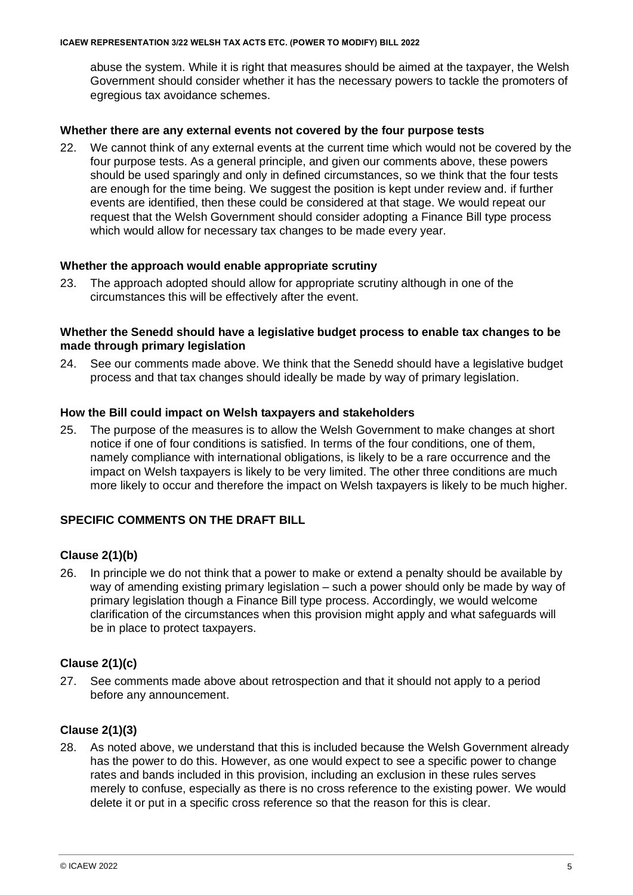abuse the system. While it is right that measures should be aimed at the taxpayer, the Welsh Government should consider whether it has the necessary powers to tackle the promoters of egregious tax avoidance schemes.

**Whether there are any external events not covered by the four purpose tests**

22. We cannot think of any external events at the current time which would not be covered by the four purpose tests. As a general principle, and given our comments above, these powers should be used sparingly and only in defined circumstances, so we think that the four tests are enough for the time being. We suggest the position is kept under review and. if further events are identified, then these could be considered at that stage. We would repeat our request that the Welsh Government should consider adopting a Finance Bill type process which would allow for necessary tax changes to be made every year.

**Whether the approach would enable appropriate scrutiny**

23. The approach adopted should allow for appropriate scrutiny although in one of the circumstances this will be effectively after the event.

**Whether the Senedd should have a legislative budget process to enable tax changes to be made through primary legislation**

24. See our comments made above. We think that the Senedd should have a legislative budget process and that tax changes should ideally be made by way of primary legislation.

**How the Bill could impact on Welsh taxpayers and stakeholders**

25. The purpose of the measures is to allow the Welsh Government to make changes at short notice if one of four conditions is satisfied. In terms of the four conditions, one of them, namely compliance with international obligations, is likely to be a rare occurrence and the impact on Welsh taxpayers is likely to be very limited. The other three conditions are much more likely to occur and therefore the impact on Welsh taxpayers is likely to be much higher.

## SPECIFIC COMMENTS ON THE DRAFT BILL

### Clause 2(1)(b)

26. In principle we do not think that a power to make or extend a penalty should be available by way of amending existing primary legislation – such a power should only be made by way of primary legislation though a Finance Bill type process. Accordingly, we would welcome clarification of the circumstances when this provision might apply and what safeguards will be in place to protect taxpayers.

### Clause 2(1)(c)

27. See comments made above about retrospection and that it should not apply to a period before any announcement.

### Clause 2(1)(3)

28. As noted above, we understand that this is included because the Welsh Government already has the power to do this. However, as one would expect to see a specific power to change rates and bands included in this provision, including an exclusion in these rules serves merely to confuse, especially as there is no cross reference to the existing power. We would delete it or put in a specific cross reference so that the reason for this is clear.